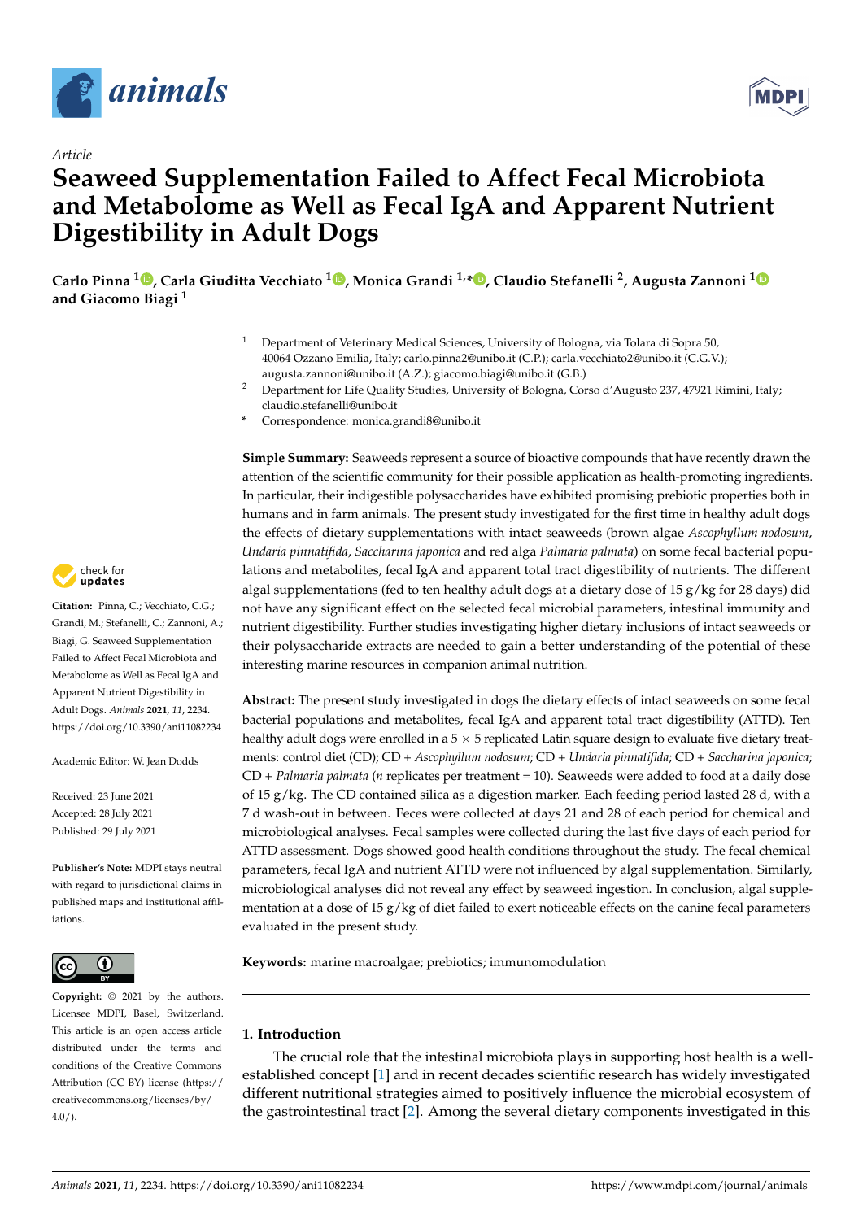*Article*

# Seaweed Supplementation Failed to Affect Fecal Microbiota and Metabolome as Well as Fecal IgA and Apparent Nutrient Digestibility in Adult Dogs

**Carlo Pinna [1], Carla Giuditta Vecchiato [1], Monica Grandi [1,*], Claudio Stefanelli [2], Augusta Zannoni [1] and Giacomo Biagi [1]**

[1] Department of Veterinary Medical Sciences, University of Bologna, via Tolara di Sopra 50, 40064 Ozzano Emilia, Italy; carlo.pinna2@unibo.it (C.P.); carla.vecchiato2@unibo.it (C.G.V.); augusta.zannoni@unibo.it (A.Z.); giacomo.biagi@unibo.it (G.B.)

[2] Department for Life Quality Studies, University of Bologna, Corso d'Augusto 237, 47921 Rimini, Italy; claudio.stefanelli@unibo.it

\* Correspondence: monica.grandi8@unibo.it

**Citation:** Pinna, C.; Vecchiato, C.G.; Grandi, M.; Stefanelli, C.; Zannoni, A.; Biagi, G. Seaweed Supplementation Failed to Affect Fecal Microbiota and Metabolome as Well as Fecal IgA and Apparent Nutrient Digestibility in Adult Dogs. *Animals* **2021**, *11*, 2234. https://doi.org/10.3390/ani11082234

Academic Editor: W. Jean Dodds

Received: 23 June 2021
Accepted: 28 July 2021
Published: 29 July 2021

**Publisher's Note:** MDPI stays neutral with regard to jurisdictional claims in published maps and institutional affiliations.

**Copyright:** © 2021 by the authors. Licensee MDPI, Basel, Switzerland. This article is an open access article distributed under the terms and conditions of the Creative Commons Attribution (CC BY) license (https://creativecommons.org/licenses/by/4.0/).

**Simple Summary:** Seaweeds represent a source of bioactive compounds that have recently drawn the attention of the scientific community for their possible application as health-promoting ingredients. In particular, their indigestible polysaccharides have exhibited promising prebiotic properties both in humans and in farm animals. The present study investigated for the first time in healthy adult dogs the effects of dietary supplementations with intact seaweeds (brown algae *Ascophyllum nodosum*, *Undaria pinnatifida*, *Saccharina japonica* and red alga *Palmaria palmata*) on some fecal bacterial populations and metabolites, fecal IgA and apparent total tract digestibility of nutrients. The different algal supplementations (fed to ten healthy adult dogs at a dietary dose of 15 g/kg for 28 days) did not have any significant effect on the selected fecal microbial parameters, intestinal immunity and nutrient digestibility. Further studies investigating higher dietary inclusions of intact seaweeds or their polysaccharide extracts are needed to gain a better understanding of the potential of these interesting marine resources in companion animal nutrition.

**Abstract:** The present study investigated in dogs the dietary effects of intact seaweeds on some fecal bacterial populations and metabolites, fecal IgA and apparent total tract digestibility (ATTD). Ten healthy adult dogs were enrolled in a $5 \times 5$ replicated Latin square design to evaluate five dietary treatments: control diet (CD); CD + *Ascophyllum nodosum*; CD + *Undaria pinnatifida*; CD + *Saccharina japonica*; CD + *Palmaria palmata* ($n$ replicates per treatment = 10). Seaweeds were added to food at a daily dose of 15 g/kg. The CD contained silica as a digestion marker. Each feeding period lasted 28 d, with a 7 d wash-out in between. Feces were collected at days 21 and 28 of each period for chemical and microbiological analyses. Fecal samples were collected during the last five days of each period for ATTD assessment. Dogs showed good health conditions throughout the study. The fecal chemical parameters, fecal IgA and nutrient ATTD were not influenced by algal supplementation. Similarly, microbiological analyses did not reveal any effect by seaweed ingestion. In conclusion, algal supplementation at a dose of 15 g/kg of diet failed to exert noticeable effects on the canine fecal parameters evaluated in the present study.

**Keywords:** marine macroalgae; prebiotics; immunomodulation

## 1. Introduction

The crucial role that the intestinal microbiota plays in supporting host health is a well-established concept [1] and in recent decades scientific research has widely investigated different nutritional strategies aimed to positively influence the microbial ecosystem of the gastrointestinal tract [2]. Among the several dietary components investigated in this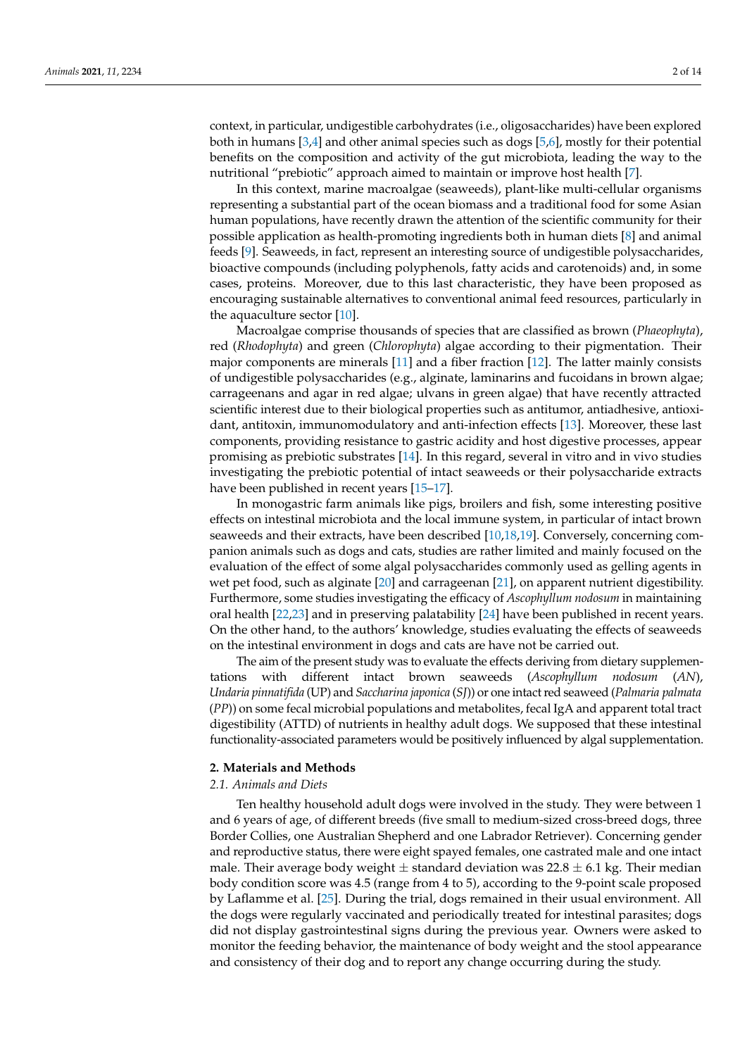context, in particular, undigestible carbohydrates (i.e., oligosaccharides) have been explored both in humans [3,4] and other animal species such as dogs [5,6], mostly for their potential benefits on the composition and activity of the gut microbiota, leading the way to the nutritional "prebiotic" approach aimed to maintain or improve host health [7].

In this context, marine macroalgae (seaweeds), plant-like multi-cellular organisms representing a substantial part of the ocean biomass and a traditional food for some Asian human populations, have recently drawn the attention of the scientific community for their possible application as health-promoting ingredients both in human diets [8] and animal feeds [9]. Seaweeds, in fact, represent an interesting source of undigestible polysaccharides, bioactive compounds (including polyphenols, fatty acids and carotenoids) and, in some cases, proteins. Moreover, due to this last characteristic, they have been proposed as encouraging sustainable alternatives to conventional animal feed resources, particularly in the aquaculture sector [10].

Macroalgae comprise thousands of species that are classified as brown (*Phaeophyta*), red (*Rhodophyta*) and green (*Chlorophyta*) algae according to their pigmentation. Their major components are minerals [11] and a fiber fraction [12]. The latter mainly consists of undigestible polysaccharides (e.g., alginate, laminarins and fucoidans in brown algae; carrageenans and agar in red algae; ulvans in green algae) that have recently attracted scientific interest due to their biological properties such as antitumor, antiadhesive, antioxidant, antitoxin, immunomodulatory and anti-infection effects [13]. Moreover, these last components, providing resistance to gastric acidity and host digestive processes, appear promising as prebiotic substrates [14]. In this regard, several in vitro and in vivo studies investigating the prebiotic potential of intact seaweeds or their polysaccharide extracts have been published in recent years [15–17].

In monogastric farm animals like pigs, broilers and fish, some interesting positive effects on intestinal microbiota and the local immune system, in particular of intact brown seaweeds and their extracts, have been described [10,18,19]. Conversely, concerning companion animals such as dogs and cats, studies are rather limited and mainly focused on the evaluation of the effect of some algal polysaccharides commonly used as gelling agents in wet pet food, such as alginate [20] and carrageenan [21], on apparent nutrient digestibility. Furthermore, some studies investigating the efficacy of *Ascophyllum nodosum* in maintaining oral health [22,23] and in preserving palatability [24] have been published in recent years. On the other hand, to the authors' knowledge, studies evaluating the effects of seaweeds on the intestinal environment in dogs and cats are have not be carried out.

The aim of the present study was to evaluate the effects deriving from dietary supplementations with different intact brown seaweeds (*Ascophyllum nodosum* (*AN*), *Undaria pinnatifida* (UP) and *Saccharina japonica* (*SJ*)) or one intact red seaweed (*Palmaria palmata* (*PP*)) on some fecal microbial populations and metabolites, fecal IgA and apparent total tract digestibility (ATTD) of nutrients in healthy adult dogs. We supposed that these intestinal functionality-associated parameters would be positively influenced by algal supplementation.

## 2. Materials and Methods

### 2.1. Animals and Diets

Ten healthy household adult dogs were involved in the study. They were between 1 and 6 years of age, of different breeds (five small to medium-sized cross-breed dogs, three Border Collies, one Australian Shepherd and one Labrador Retriever). Concerning gender and reproductive status, there were eight spayed females, one castrated male and one intact male. Their average body weight $\pm$ standard deviation was $22.8 \pm 6.1$ kg. Their median body condition score was 4.5 (range from 4 to 5), according to the 9-point scale proposed by Laflamme et al. [25]. During the trial, dogs remained in their usual environment. All the dogs were regularly vaccinated and periodically treated for intestinal parasites; dogs did not display gastrointestinal signs during the previous year. Owners were asked to monitor the feeding behavior, the maintenance of body weight and the stool appearance and consistency of their dog and to report any change occurring during the study.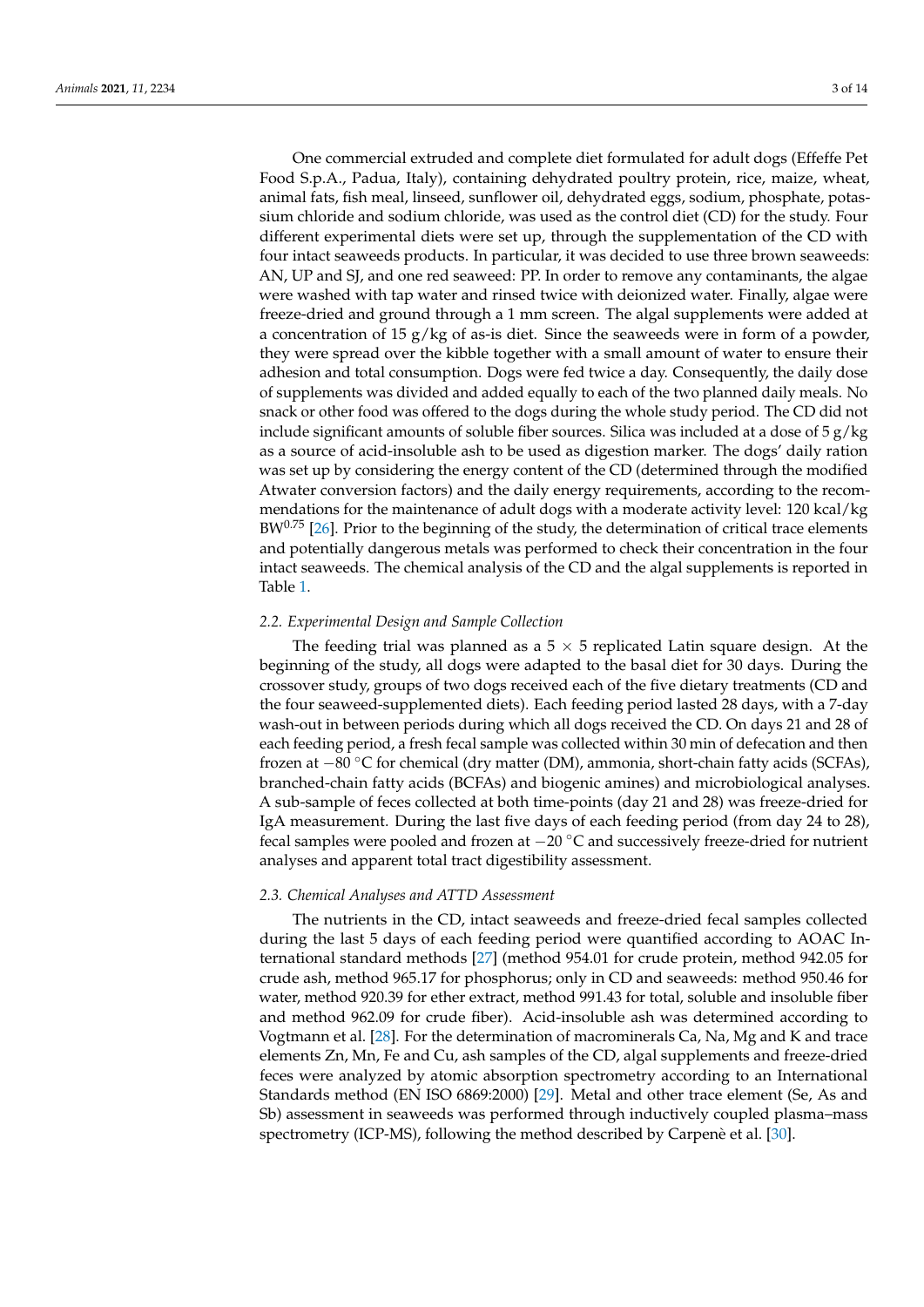One commercial extruded and complete diet formulated for adult dogs (Effeffe Pet Food S.p.A., Padua, Italy), containing dehydrated poultry protein, rice, maize, wheat, animal fats, fish meal, linseed, sunflower oil, dehydrated eggs, sodium, phosphate, potassium chloride and sodium chloride, was used as the control diet (CD) for the study. Four different experimental diets were set up, through the supplementation of the CD with four intact seaweeds products. In particular, it was decided to use three brown seaweeds: AN, UP and SJ, and one red seaweed: PP. In order to remove any contaminants, the algae were washed with tap water and rinsed twice with deionized water. Finally, algae were freeze-dried and ground through a 1 mm screen. The algal supplements were added at a concentration of 15 g/kg of as-is diet. Since the seaweeds were in form of a powder, they were spread over the kibble together with a small amount of water to ensure their adhesion and total consumption. Dogs were fed twice a day. Consequently, the daily dose of supplements was divided and added equally to each of the two planned daily meals. No snack or other food was offered to the dogs during the whole study period. The CD did not include significant amounts of soluble fiber sources. Silica was included at a dose of 5 g/kg as a source of acid-insoluble ash to be used as digestion marker. The dogs' daily ration was set up by considering the energy content of the CD (determined through the modified Atwater conversion factors) and the daily energy requirements, according to the recommendations for the maintenance of adult dogs with a moderate activity level: 120 kcal/kg $BW^{0.75}$ [26]. Prior to the beginning of the study, the determination of critical trace elements and potentially dangerous metals was performed to check their concentration in the four intact seaweeds. The chemical analysis of the CD and the algal supplements is reported in Table 1.

### 2.2. Experimental Design and Sample Collection

The feeding trial was planned as a $5 \times 5$ replicated Latin square design. At the beginning of the study, all dogs were adapted to the basal diet for 30 days. During the crossover study, groups of two dogs received each of the five dietary treatments (CD and the four seaweed-supplemented diets). Each feeding period lasted 28 days, with a 7-day wash-out in between periods during which all dogs received the CD. On days 21 and 28 of each feeding period, a fresh fecal sample was collected within 30 min of defecation and then frozen at −80 °C for chemical (dry matter (DM), ammonia, short-chain fatty acids (SCFAs), branched-chain fatty acids (BCFAs) and biogenic amines) and microbiological analyses. A sub-sample of feces collected at both time-points (day 21 and 28) was freeze-dried for IgA measurement. During the last five days of each feeding period (from day 24 to 28), fecal samples were pooled and frozen at −20 °C and successively freeze-dried for nutrient analyses and apparent total tract digestibility assessment.

### 2.3. Chemical Analyses and ATTD Assessment

The nutrients in the CD, intact seaweeds and freeze-dried fecal samples collected during the last 5 days of each feeding period were quantified according to AOAC International standard methods [27] (method 954.01 for crude protein, method 942.05 for crude ash, method 965.17 for phosphorus; only in CD and seaweeds: method 950.46 for water, method 920.39 for ether extract, method 991.43 for total, soluble and insoluble fiber and method 962.09 for crude fiber). Acid-insoluble ash was determined according to Vogtmann et al. [28]. For the determination of macrominerals Ca, Na, Mg and K and trace elements Zn, Mn, Fe and Cu, ash samples of the CD, algal supplements and freeze-dried feces were analyzed by atomic absorption spectrometry according to an International Standards method (EN ISO 6869:2000) [29]. Metal and other trace element (Se, As and Sb) assessment in seaweeds was performed through inductively coupled plasma–mass spectrometry (ICP-MS), following the method described by Carpenè et al. [30].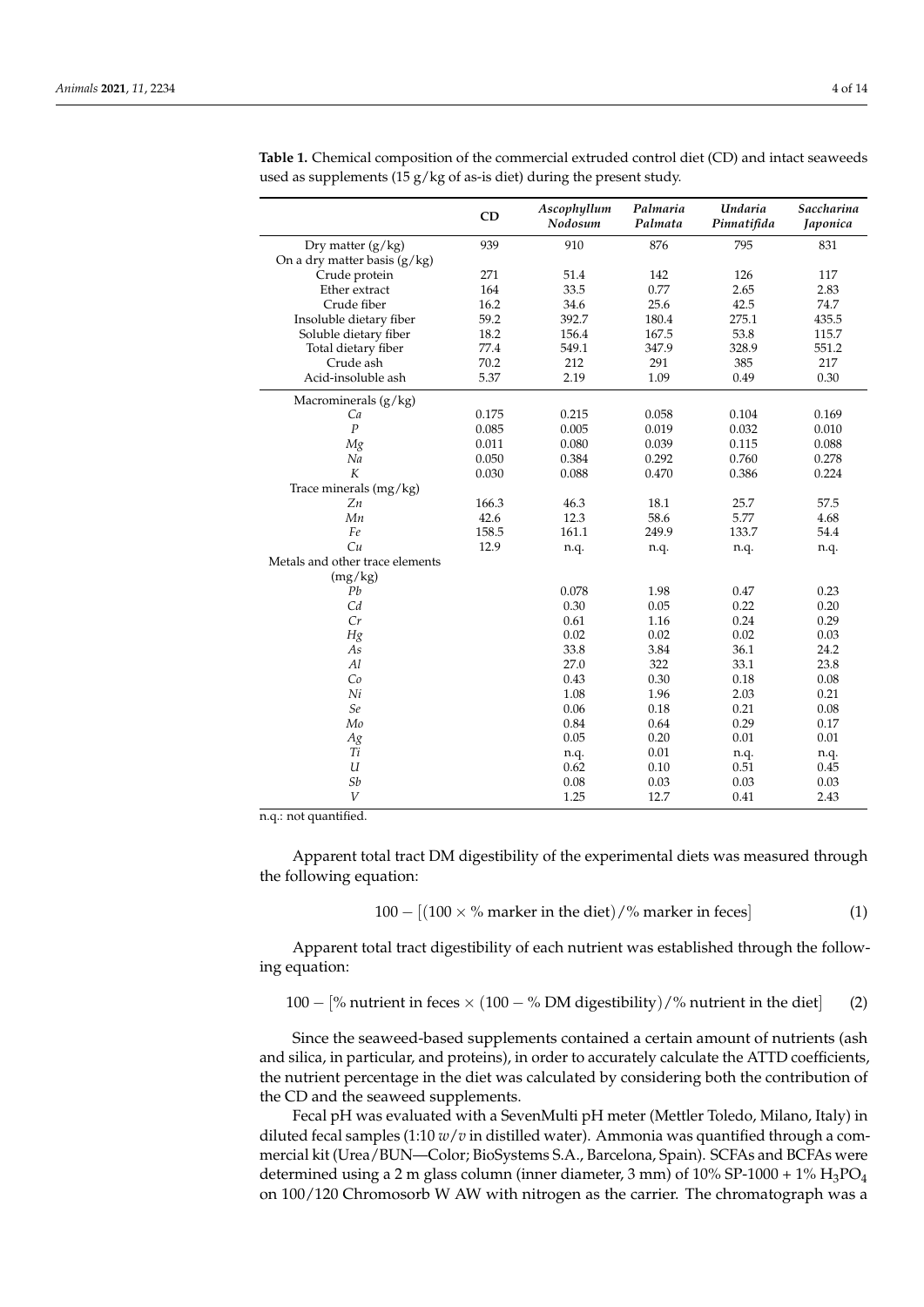**Table 1.** Chemical composition of the commercial extruded control diet (CD) and intact seaweeds used as supplements (15 g/kg of as-is diet) during the present study.

| | CD | *Ascophyllum Nodosum* | *Palmaria Palmata* | *Undaria Pinnatifida* | *Saccharina Japonica* |
|---|---|---|---|---|---|
| Dry matter (g/kg) | 939 | 910 | 876 | 795 | 831 |
| On a dry matter basis (g/kg) | | | | | |
| Crude protein | 271 | 51.4 | 142 | 126 | 117 |
| Ether extract | 164 | 33.5 | 0.77 | 2.65 | 2.83 |
| Crude fiber | 16.2 | 34.6 | 25.6 | 42.5 | 74.7 |
| Insoluble dietary fiber | 59.2 | 392.7 | 180.4 | 275.1 | 435.5 |
| Soluble dietary fiber | 18.2 | 156.4 | 167.5 | 53.8 | 115.7 |
| Total dietary fiber | 77.4 | 549.1 | 347.9 | 328.9 | 551.2 |
| Crude ash | 70.2 | 212 | 291 | 385 | 217 |
| Acid-insoluble ash | 5.37 | 2.19 | 1.09 | 0.49 | 0.30 |
| Macrominerals (g/kg) | | | | | |
| *Ca* | 0.175 | 0.215 | 0.058 | 0.104 | 0.169 |
| *P* | 0.085 | 0.005 | 0.019 | 0.032 | 0.010 |
| *Mg* | 0.011 | 0.080 | 0.039 | 0.115 | 0.088 |
| *Na* | 0.050 | 0.384 | 0.292 | 0.760 | 0.278 |
| *K* | 0.030 | 0.088 | 0.470 | 0.386 | 0.224 |
| Trace minerals (mg/kg) | | | | | |
| *Zn* | 166.3 | 46.3 | 18.1 | 25.7 | 57.5 |
| *Mn* | 42.6 | 12.3 | 58.6 | 5.77 | 4.68 |
| *Fe* | 158.5 | 161.1 | 249.9 | 133.7 | 54.4 |
| *Cu* | 12.9 | n.q. | n.q. | n.q. | n.q. |
| Metals and other trace elements (mg/kg) | | | | | |
| *Pb* | | 0.078 | 1.98 | 0.47 | 0.23 |
| *Cd* | | 0.30 | 0.05 | 0.22 | 0.20 |
| *Cr* | | 0.61 | 1.16 | 0.24 | 0.29 |
| *Hg* | | 0.02 | 0.02 | 0.02 | 0.03 |
| *As* | | 33.8 | 3.84 | 36.1 | 24.2 |
| *Al* | | 27.0 | 322 | 33.1 | 23.8 |
| *Co* | | 0.43 | 0.30 | 0.18 | 0.08 |
| *Ni* | | 1.08 | 1.96 | 2.03 | 0.21 |
| *Se* | | 0.06 | 0.18 | 0.21 | 0.08 |
| *Mo* | | 0.84 | 0.64 | 0.29 | 0.17 |
| *Ag* | | 0.05 | 0.20 | 0.01 | 0.01 |
| *Ti* | | n.q. | 0.01 | n.q. | n.q. |
| *U* | | 0.62 | 0.10 | 0.51 | 0.45 |
| *Sb* | | 0.08 | 0.03 | 0.03 | 0.03 |
| *V* | | 1.25 | 12.7 | 0.41 | 2.43 |

n.q.: not quantified.

Apparent total tract DM digestibility of the experimental diets was measured through the following equation:

$$100 - [(100 \times \text{\% marker in the diet})/\text{\% marker in feces}] \quad (1)$$

Apparent total tract digestibility of each nutrient was established through the following equation:

$$100 - [\text{\% nutrient in feces} \times (100 - \text{\% DM digestibility})/\text{\% nutrient in the diet}] \quad (2)$$

Since the seaweed-based supplements contained a certain amount of nutrients (ash and silica, in particular, and proteins), in order to accurately calculate the ATTD coefficients, the nutrient percentage in the diet was calculated by considering both the contribution of the CD and the seaweed supplements.

Fecal pH was evaluated with a SevenMulti pH meter (Mettler Toledo, Milano, Italy) in diluted fecal samples (1:10 *w*/*v* in distilled water). Ammonia was quantified through a commercial kit (Urea/BUN—Color; BioSystems S.A., Barcelona, Spain). SCFAs and BCFAs were determined using a 2 m glass column (inner diameter, 3 mm) of 10% SP-1000 + 1% $H_3PO_4$ on 100/120 Chromosorb W AW with nitrogen as the carrier. The chromatograph was a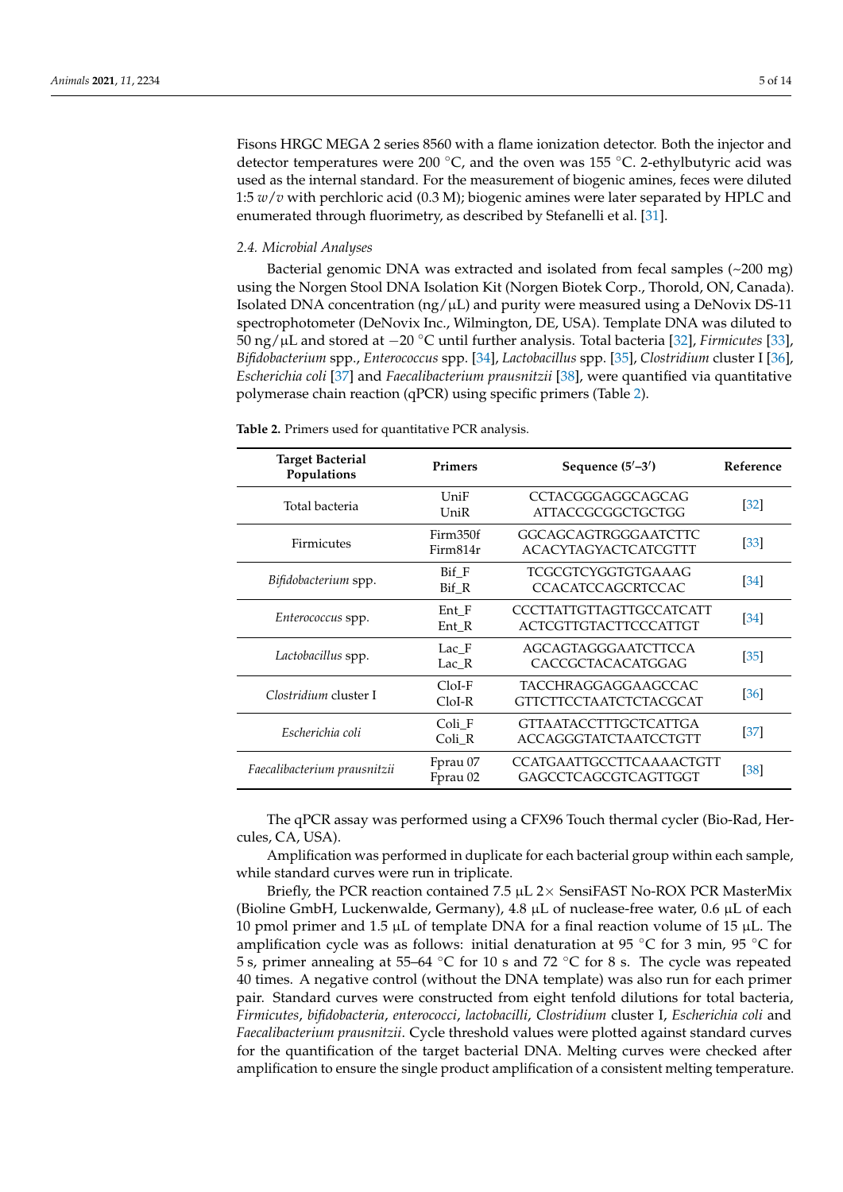Fisons HRGC MEGA 2 series 8560 with a flame ionization detector. Both the injector and detector temperatures were 200 °C, and the oven was 155 °C. 2-ethylbutyric acid was used as the internal standard. For the measurement of biogenic amines, feces were diluted 1:5 *w*/*v* with perchloric acid (0.3 M); biogenic amines were later separated by HPLC and enumerated through fluorimetry, as described by Stefanelli et al. [31].

*2.4. Microbial Analyses*

Bacterial genomic DNA was extracted and isolated from fecal samples (~200 mg) using the Norgen Stool DNA Isolation Kit (Norgen Biotek Corp., Thorold, ON, Canada). Isolated DNA concentration (ng/µL) and purity were measured using a DeNovix DS-11 spectrophotometer (DeNovix Inc., Wilmington, DE, USA). Template DNA was diluted to 50 ng/µL and stored at −20 °C until further analysis. Total bacteria [32], *Firmicutes* [33], *Bifidobacterium* spp., *Enterococcus* spp. [34], *Lactobacillus* spp. [35], *Clostridium* cluster I [36], *Escherichia coli* [37] and *Faecalibacterium prausnitzii* [38], were quantified via quantitative polymerase chain reaction (qPCR) using specific primers (Table 2).

**Table 2.** Primers used for quantitative PCR analysis.

| Target Bacterial Populations | Primers | Sequence (5′–3′) | Reference |
|---|---|---|---|
| Total bacteria | UniF<br>UniR | CCTACGGGAGGCAGCAG<br>ATTACCGCGGCTGCTGG | [32] |
| Firmicutes | Firm350f<br>Firm814r | GGCAGCAGTRGGGAATCTTC<br>ACACYTAGYACTCATCGTTT | [33] |
| *Bifidobacterium* spp. | Bif_F<br>Bif_R | TCGCGTCYGGTGTGAAAG<br>CCACATCCAGCRTCCAC | [34] |
| *Enterococcus* spp. | Ent_F<br>Ent_R | CCCTTATTGTTAGTTGCCATCATT<br>ACTCGTTGTACTTCCCATTGT | [34] |
| *Lactobacillus* spp. | Lac_F<br>Lac_R | AGCAGTAGGGAATCTTCCA<br>CACCGCTACACATGGAG | [35] |
| *Clostridium* cluster I | CloI-F<br>CloI-R | TACCHRAGGAGGAAGCCAC<br>GTTCTTCCTAATCTCTACGCAT | [36] |
| *Escherichia coli* | Coli_F<br>Coli_R | GTTAATACCTTTGCTCATTGA<br>ACCAGGGTATCTAATCCTGTT | [37] |
| *Faecalibacterium prausnitzii* | Fprau 07<br>Fprau 02 | CCATGAATTGCCTTCAAAACTGTT<br>GAGCCTCAGCGTCAGTTGGT | [38] |

The qPCR assay was performed using a CFX96 Touch thermal cycler (Bio-Rad, Hercules, CA, USA).

Amplification was performed in duplicate for each bacterial group within each sample, while standard curves were run in triplicate.

Briefly, the PCR reaction contained 7.5 µL 2× SensiFAST No-ROX PCR MasterMix (Bioline GmbH, Luckenwalde, Germany), 4.8 µL of nuclease-free water, 0.6 µL of each 10 pmol primer and 1.5 µL of template DNA for a final reaction volume of 15 µL. The amplification cycle was as follows: initial denaturation at 95 °C for 3 min, 95 °C for 5 s, primer annealing at 55–64 °C for 10 s and 72 °C for 8 s. The cycle was repeated 40 times. A negative control (without the DNA template) was also run for each primer pair. Standard curves were constructed from eight tenfold dilutions for total bacteria, *Firmicutes*, *bifidobacteria*, *enterococci*, *lactobacilli*, *Clostridium* cluster I, *Escherichia coli* and *Faecalibacterium prausnitzii*. Cycle threshold values were plotted against standard curves for the quantification of the target bacterial DNA. Melting curves were checked after amplification to ensure the single product amplification of a consistent melting temperature.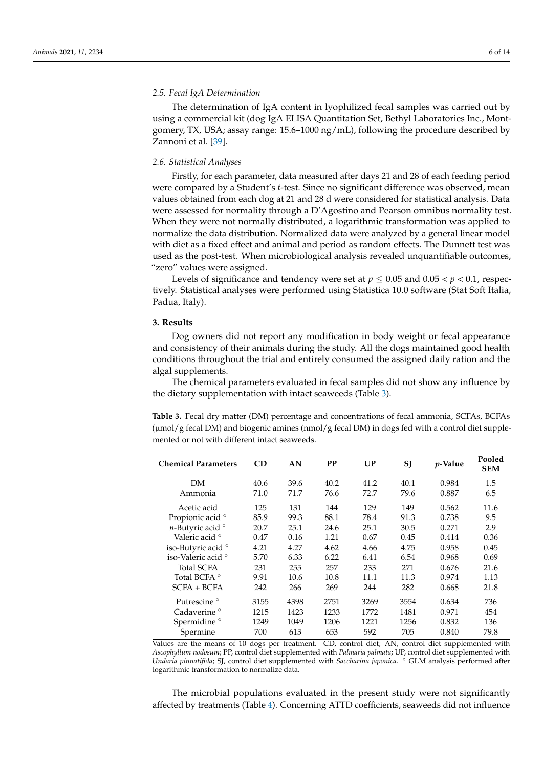### 2.5. Fecal IgA Determination

The determination of IgA content in lyophilized fecal samples was carried out by using a commercial kit (dog IgA ELISA Quantitation Set, Bethyl Laboratories Inc., Montgomery, TX, USA; assay range: 15.6–1000 ng/mL), following the procedure described by Zannoni et al. [39].

### 2.6. Statistical Analyses

Firstly, for each parameter, data measured after days 21 and 28 of each feeding period were compared by a Student's *t*-test. Since no significant difference was observed, mean values obtained from each dog at 21 and 28 d were considered for statistical analysis. Data were assessed for normality through a D'Agostino and Pearson omnibus normality test. When they were not normally distributed, a logarithmic transformation was applied to normalize the data distribution. Normalized data were analyzed by a general linear model with diet as a fixed effect and animal and period as random effects. The Dunnett test was used as the post-test. When microbiological analysis revealed unquantifiable outcomes, "zero" values were assigned.

Levels of significance and tendency were set at $p \leq 0.05$ and $0.05 < p < 0.1$, respectively. Statistical analyses were performed using Statistica 10.0 software (Stat Soft Italia, Padua, Italy).

## 3. Results

Dog owners did not report any modification in body weight or fecal appearance and consistency of their animals during the study. All the dogs maintained good health conditions throughout the trial and entirely consumed the assigned daily ration and the algal supplements.

The chemical parameters evaluated in fecal samples did not show any influence by the dietary supplementation with intact seaweeds (Table 3).

**Table 3.** Fecal dry matter (DM) percentage and concentrations of fecal ammonia, SCFAs, BCFAs (μmol/g fecal DM) and biogenic amines (nmol/g fecal DM) in dogs fed with a control diet supplemented or not with different intact seaweeds.

| Chemical Parameters | CD | AN | PP | UP | SJ | *p*-Value | Pooled SEM |
|---|---|---|---|---|---|---|---|
| DM | 40.6 | 39.6 | 40.2 | 41.2 | 40.1 | 0.984 | 1.5 |
| Ammonia | 71.0 | 71.7 | 76.6 | 72.7 | 79.6 | 0.887 | 6.5 |
| Acetic acid | 125 | 131 | 144 | 129 | 149 | 0.562 | 11.6 |
| Propionic acid ° | 85.9 | 99.3 | 88.1 | 78.4 | 91.3 | 0.738 | 9.5 |
| *n*-Butyric acid ° | 20.7 | 25.1 | 24.6 | 25.1 | 30.5 | 0.271 | 2.9 |
| Valeric acid ° | 0.47 | 0.16 | 1.21 | 0.67 | 0.45 | 0.414 | 0.36 |
| iso-Butyric acid ° | 4.21 | 4.27 | 4.62 | 4.66 | 4.75 | 0.958 | 0.45 |
| iso-Valeric acid ° | 5.70 | 6.33 | 6.22 | 6.41 | 6.54 | 0.968 | 0.69 |
| Total SCFA | 231 | 255 | 257 | 233 | 271 | 0.676 | 21.6 |
| Total BCFA ° | 9.91 | 10.6 | 10.8 | 11.1 | 11.3 | 0.974 | 1.13 |
| SCFA + BCFA | 242 | 266 | 269 | 244 | 282 | 0.668 | 21.8 |
| Putrescine ° | 3155 | 4398 | 2751 | 3269 | 3554 | 0.634 | 736 |
| Cadaverine ° | 1215 | 1423 | 1233 | 1772 | 1481 | 0.971 | 454 |
| Spermidine ° | 1249 | 1049 | 1206 | 1221 | 1256 | 0.832 | 136 |
| Spermine | 700 | 613 | 653 | 592 | 705 | 0.840 | 79.8 |

Values are the means of 10 dogs per treatment. CD, control diet; AN, control diet supplemented with *Ascophyllum nodosum*; PP, control diet supplemented with *Palmaria palmata*; UP, control diet supplemented with *Undaria pinnatifida*; SJ, control diet supplemented with *Saccharina japonica*. ° GLM analysis performed after logarithmic transformation to normalize data.

The microbial populations evaluated in the present study were not significantly affected by treatments (Table 4). Concerning ATTD coefficients, seaweeds did not influence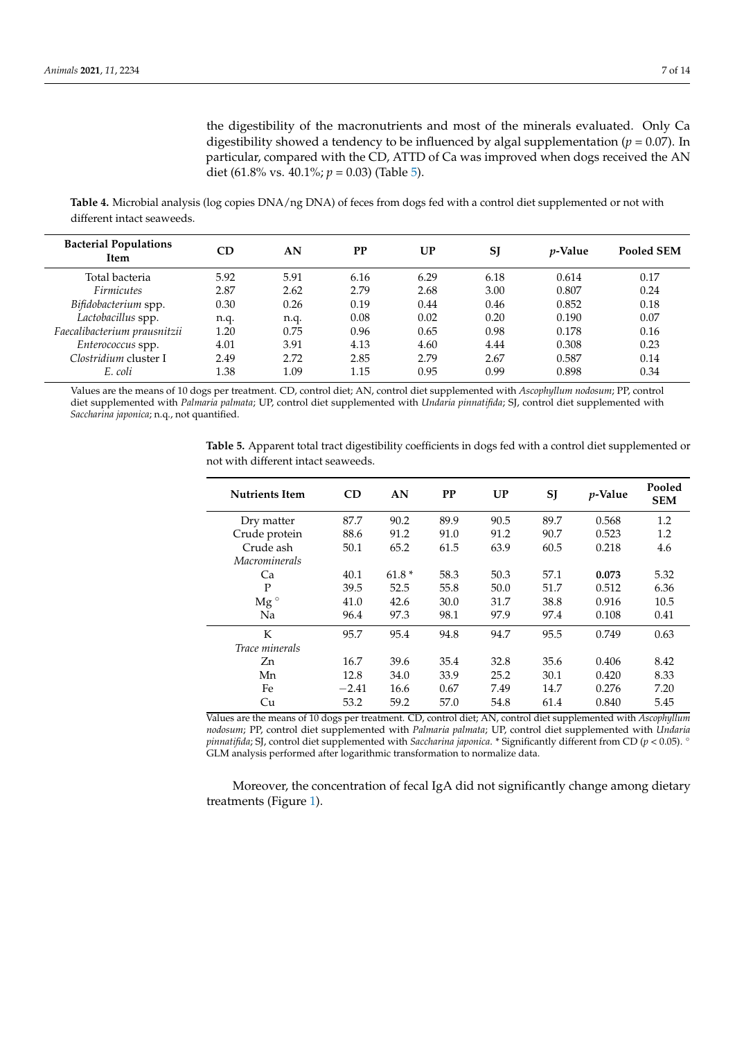the digestibility of the macronutrients and most of the minerals evaluated. Only Ca digestibility showed a tendency to be influenced by algal supplementation ($p = 0.07$). In particular, compared with the CD, ATTD of Ca was improved when dogs received the AN diet (61.8% vs. 40.1%; $p = 0.03$) (Table 5).

**Table 4.** Microbial analysis (log copies DNA/ng DNA) of feces from dogs fed with a control diet supplemented or not with different intact seaweeds.

| Bacterial Populations Item | CD | AN | PP | UP | SJ | *p*-Value | Pooled SEM |
|---|---|---|---|---|---|---|---|
| Total bacteria | 5.92 | 5.91 | 6.16 | 6.29 | 6.18 | 0.614 | 0.17 |
| *Firmicutes* | 2.87 | 2.62 | 2.79 | 2.68 | 3.00 | 0.807 | 0.24 |
| *Bifidobacterium* spp. | 0.30 | 0.26 | 0.19 | 0.44 | 0.46 | 0.852 | 0.18 |
| *Lactobacillus* spp. | n.q. | n.q. | 0.08 | 0.02 | 0.20 | 0.190 | 0.07 |
| *Faecalibacterium prausnitzii* | 1.20 | 0.75 | 0.96 | 0.65 | 0.98 | 0.178 | 0.16 |
| *Enterococcus* spp. | 4.01 | 3.91 | 4.13 | 4.60 | 4.44 | 0.308 | 0.23 |
| *Clostridium* cluster I | 2.49 | 2.72 | 2.85 | 2.79 | 2.67 | 0.587 | 0.14 |
| *E. coli* | 1.38 | 1.09 | 1.15 | 0.95 | 0.99 | 0.898 | 0.34 |

Values are the means of 10 dogs per treatment. CD, control diet; AN, control diet supplemented with *Ascophyllum nodosum*; PP, control diet supplemented with *Palmaria palmata*; UP, control diet supplemented with *Undaria pinnatifida*; SJ, control diet supplemented with *Saccharina japonica*; n.q., not quantified.

**Table 5.** Apparent total tract digestibility coefficients in dogs fed with a control diet supplemented or not with different intact seaweeds.

| Nutrients Item | CD | AN | PP | UP | SJ | *p*-Value | Pooled SEM |
|---|---|---|---|---|---|---|---|
| Dry matter | 87.7 | 90.2 | 89.9 | 90.5 | 89.7 | 0.568 | 1.2 |
| Crude protein | 88.6 | 91.2 | 91.0 | 91.2 | 90.7 | 0.523 | 1.2 |
| Crude ash | 50.1 | 65.2 | 61.5 | 63.9 | 60.5 | 0.218 | 4.6 |
| *Macrominerals* | | | | | | | |
| Ca | 40.1 | 61.8 * | 58.3 | 50.3 | 57.1 | **0.073** | 5.32 |
| P | 39.5 | 52.5 | 55.8 | 50.0 | 51.7 | 0.512 | 6.36 |
| Mg ° | 41.0 | 42.6 | 30.0 | 31.7 | 38.8 | 0.916 | 10.5 |
| Na | 96.4 | 97.3 | 98.1 | 97.9 | 97.4 | 0.108 | 0.41 |
| K | 95.7 | 95.4 | 94.8 | 94.7 | 95.5 | 0.749 | 0.63 |
| *Trace minerals* | | | | | | | |
| Zn | 16.7 | 39.6 | 35.4 | 32.8 | 35.6 | 0.406 | 8.42 |
| Mn | 12.8 | 34.0 | 33.9 | 25.2 | 30.1 | 0.420 | 8.33 |
| Fe | −2.41 | 16.6 | 0.67 | 7.49 | 14.7 | 0.276 | 7.20 |
| Cu | 53.2 | 59.2 | 57.0 | 54.8 | 61.4 | 0.840 | 5.45 |

Values are the means of 10 dogs per treatment. CD, control diet; AN, control diet supplemented with *Ascophyllum nodosum*; PP, control diet supplemented with *Palmaria palmata*; UP, control diet supplemented with *Undaria pinnatifida*; SJ, control diet supplemented with *Saccharina japonica*. * Significantly different from CD ($p < 0.05$). ° GLM analysis performed after logarithmic transformation to normalize data.

Moreover, the concentration of fecal IgA did not significantly change among dietary treatments (Figure 1).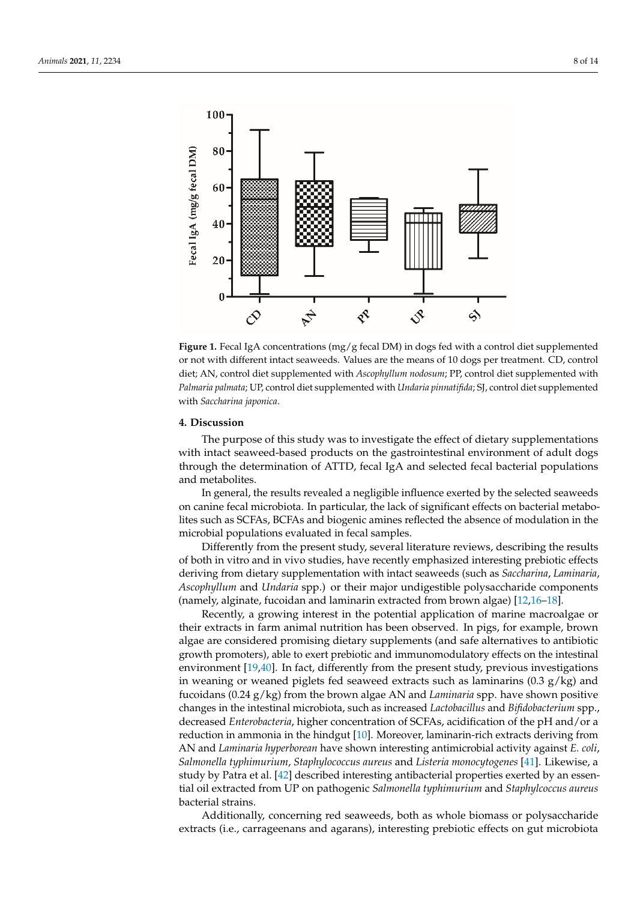**Figure 1.** Fecal IgA concentrations (mg/g fecal DM) in dogs fed with a control diet supplemented or not with different intact seaweeds. Values are the means of 10 dogs per treatment. CD, control diet; AN, control diet supplemented with *Ascophyllum nodosum*; PP, control diet supplemented with *Palmaria palmata*; UP, control diet supplemented with *Undaria pinnatifida*; SJ, control diet supplemented with *Saccharina japonica*.

## 4. Discussion

The purpose of this study was to investigate the effect of dietary supplementations with intact seaweed-based products on the gastrointestinal environment of adult dogs through the determination of ATTD, fecal IgA and selected fecal bacterial populations and metabolites.

In general, the results revealed a negligible influence exerted by the selected seaweeds on canine fecal microbiota. In particular, the lack of significant effects on bacterial metabolites such as SCFAs, BCFAs and biogenic amines reflected the absence of modulation in the microbial populations evaluated in fecal samples.

Differently from the present study, several literature reviews, describing the results of both in vitro and in vivo studies, have recently emphasized interesting prebiotic effects deriving from dietary supplementation with intact seaweeds (such as *Saccharina*, *Laminaria*, *Ascophyllum* and *Undaria* spp.) or their major undigestible polysaccharide components (namely, alginate, fucoidan and laminarin extracted from brown algae) [12,16–18].

Recently, a growing interest in the potential application of marine macroalgae or their extracts in farm animal nutrition has been observed. In pigs, for example, brown algae are considered promising dietary supplements (and safe alternatives to antibiotic growth promoters), able to exert prebiotic and immunomodulatory effects on the intestinal environment [19,40]. In fact, differently from the present study, previous investigations in weaning or weaned piglets fed seaweed extracts such as laminarins (0.3 g/kg) and fucoidans (0.24 g/kg) from the brown algae AN and *Laminaria* spp. have shown positive changes in the intestinal microbiota, such as increased *Lactobacillus* and *Bifidobacterium* spp., decreased *Enterobacteria*, higher concentration of SCFAs, acidification of the pH and/or a reduction in ammonia in the hindgut [10]. Moreover, laminarin-rich extracts deriving from AN and *Laminaria hyperborean* have shown interesting antimicrobial activity against *E. coli*, *Salmonella typhimurium*, *Staphylococcus aureus* and *Listeria monocytogenes* [41]. Likewise, a study by Patra et al. [42] described interesting antibacterial properties exerted by an essential oil extracted from UP on pathogenic *Salmonella typhimurium* and *Staphylcoccus aureus* bacterial strains.

Additionally, concerning red seaweeds, both as whole biomass or polysaccharide extracts (i.e., carrageenans and agarans), interesting prebiotic effects on gut microbiota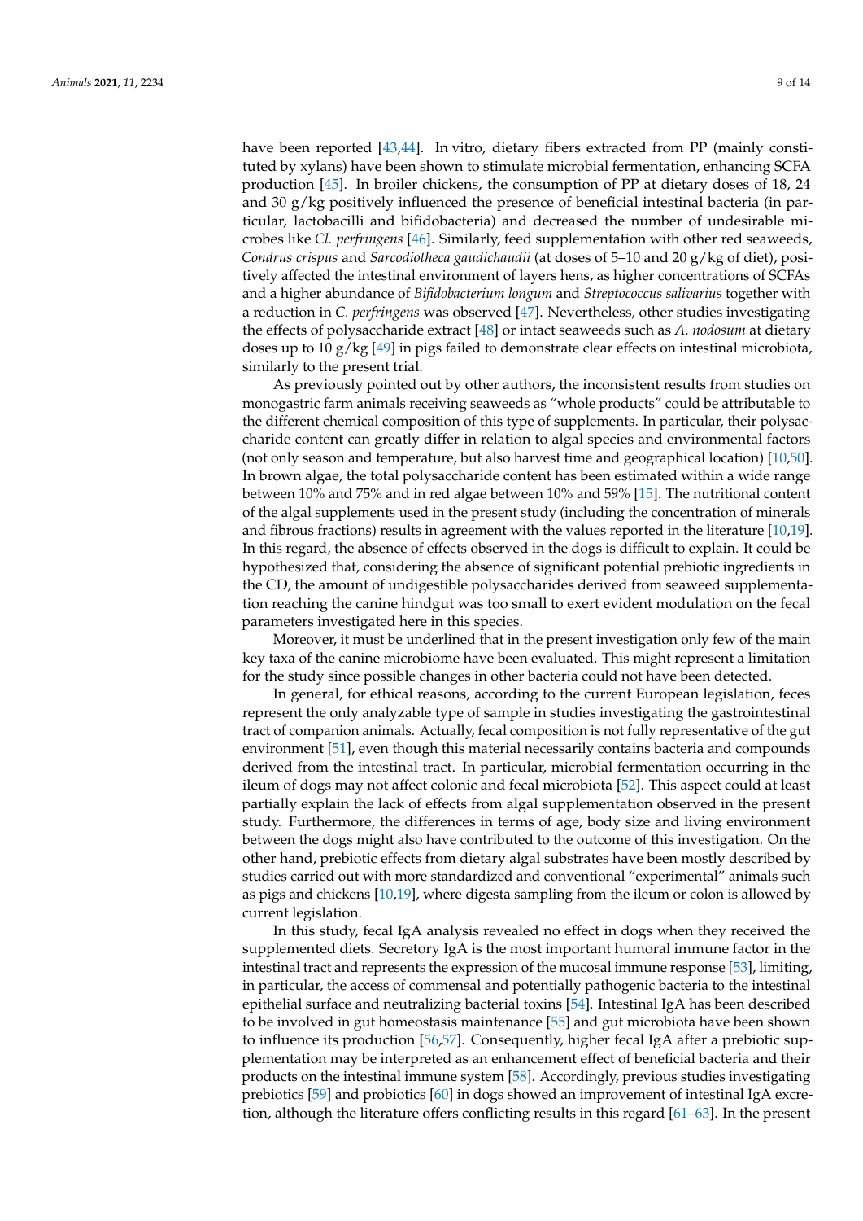have been reported [43,44]. In vitro, dietary fibers extracted from PP (mainly constituted by xylans) have been shown to stimulate microbial fermentation, enhancing SCFA production [45]. In broiler chickens, the consumption of PP at dietary doses of 18, 24 and 30 g/kg positively influenced the presence of beneficial intestinal bacteria (in particular, lactobacilli and bifidobacteria) and decreased the number of undesirable microbes like *Cl. perfringens* [46]. Similarly, feed supplementation with other red seaweeds, *Condrus crispus* and *Sarcodiotheca gaudichaudii* (at doses of 5–10 and 20 g/kg of diet), positively affected the intestinal environment of layers hens, as higher concentrations of SCFAs and a higher abundance of *Bifidobacterium longum* and *Streptococcus salivarius* together with a reduction in *C. perfringens* was observed [47]. Nevertheless, other studies investigating the effects of polysaccharide extract [48] or intact seaweeds such as *A. nodosum* at dietary doses up to 10 g/kg [49] in pigs failed to demonstrate clear effects on intestinal microbiota, similarly to the present trial.

As previously pointed out by other authors, the inconsistent results from studies on monogastric farm animals receiving seaweeds as "whole products" could be attributable to the different chemical composition of this type of supplements. In particular, their polysaccharide content can greatly differ in relation to algal species and environmental factors (not only season and temperature, but also harvest time and geographical location) [10,50]. In brown algae, the total polysaccharide content has been estimated within a wide range between 10% and 75% and in red algae between 10% and 59% [15]. The nutritional content of the algal supplements used in the present study (including the concentration of minerals and fibrous fractions) results in agreement with the values reported in the literature [10,19]. In this regard, the absence of effects observed in the dogs is difficult to explain. It could be hypothesized that, considering the absence of significant potential prebiotic ingredients in the CD, the amount of undigestible polysaccharides derived from seaweed supplementation reaching the canine hindgut was too small to exert evident modulation on the fecal parameters investigated here in this species.

Moreover, it must be underlined that in the present investigation only few of the main key taxa of the canine microbiome have been evaluated. This might represent a limitation for the study since possible changes in other bacteria could not have been detected.

In general, for ethical reasons, according to the current European legislation, feces represent the only analyzable type of sample in studies investigating the gastrointestinal tract of companion animals. Actually, fecal composition is not fully representative of the gut environment [51], even though this material necessarily contains bacteria and compounds derived from the intestinal tract. In particular, microbial fermentation occurring in the ileum of dogs may not affect colonic and fecal microbiota [52]. This aspect could at least partially explain the lack of effects from algal supplementation observed in the present study. Furthermore, the differences in terms of age, body size and living environment between the dogs might also have contributed to the outcome of this investigation. On the other hand, prebiotic effects from dietary algal substrates have been mostly described by studies carried out with more standardized and conventional "experimental" animals such as pigs and chickens [10,19], where digesta sampling from the ileum or colon is allowed by current legislation.

In this study, fecal IgA analysis revealed no effect in dogs when they received the supplemented diets. Secretory IgA is the most important humoral immune factor in the intestinal tract and represents the expression of the mucosal immune response [53], limiting, in particular, the access of commensal and potentially pathogenic bacteria to the intestinal epithelial surface and neutralizing bacterial toxins [54]. Intestinal IgA has been described to be involved in gut homeostasis maintenance [55] and gut microbiota have been shown to influence its production [56,57]. Consequently, higher fecal IgA after a prebiotic supplementation may be interpreted as an enhancement effect of beneficial bacteria and their products on the intestinal immune system [58]. Accordingly, previous studies investigating prebiotics [59] and probiotics [60] in dogs showed an improvement of intestinal IgA excretion, although the literature offers conflicting results in this regard [61–63]. In the present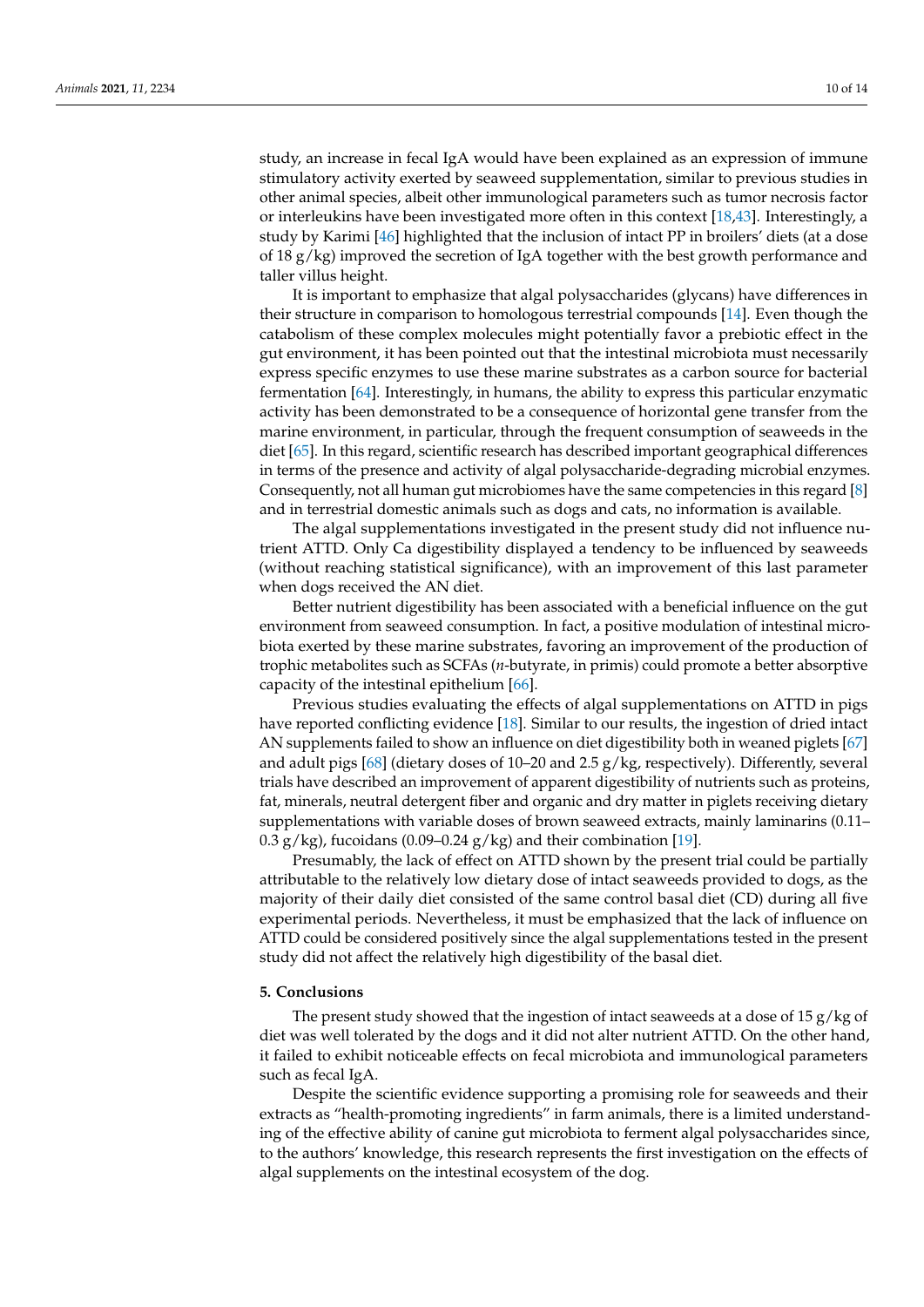study, an increase in fecal IgA would have been explained as an expression of immune stimulatory activity exerted by seaweed supplementation, similar to previous studies in other animal species, albeit other immunological parameters such as tumor necrosis factor or interleukins have been investigated more often in this context [18,43]. Interestingly, a study by Karimi [46] highlighted that the inclusion of intact PP in broilers' diets (at a dose of 18 g/kg) improved the secretion of IgA together with the best growth performance and taller villus height.

It is important to emphasize that algal polysaccharides (glycans) have differences in their structure in comparison to homologous terrestrial compounds [14]. Even though the catabolism of these complex molecules might potentially favor a prebiotic effect in the gut environment, it has been pointed out that the intestinal microbiota must necessarily express specific enzymes to use these marine substrates as a carbon source for bacterial fermentation [64]. Interestingly, in humans, the ability to express this particular enzymatic activity has been demonstrated to be a consequence of horizontal gene transfer from the marine environment, in particular, through the frequent consumption of seaweeds in the diet [65]. In this regard, scientific research has described important geographical differences in terms of the presence and activity of algal polysaccharide-degrading microbial enzymes. Consequently, not all human gut microbiomes have the same competencies in this regard [8] and in terrestrial domestic animals such as dogs and cats, no information is available.

The algal supplementations investigated in the present study did not influence nutrient ATTD. Only Ca digestibility displayed a tendency to be influenced by seaweeds (without reaching statistical significance), with an improvement of this last parameter when dogs received the AN diet.

Better nutrient digestibility has been associated with a beneficial influence on the gut environment from seaweed consumption. In fact, a positive modulation of intestinal microbiota exerted by these marine substrates, favoring an improvement of the production of trophic metabolites such as SCFAs (*n*-butyrate, *in primis*) could promote a better absorptive capacity of the intestinal epithelium [66].

Previous studies evaluating the effects of algal supplementations on ATTD in pigs have reported conflicting evidence [18]. Similar to our results, the ingestion of dried intact AN supplements failed to show an influence on diet digestibility both in weaned piglets [67] and adult pigs [68] (dietary doses of 10–20 and 2.5 g/kg, respectively). Differently, several trials have described an improvement of apparent digestibility of nutrients such as proteins, fat, minerals, neutral detergent fiber and organic and dry matter in piglets receiving dietary supplementations with variable doses of brown seaweed extracts, mainly laminarins (0.11–0.3 g/kg), fucoidans (0.09–0.24 g/kg) and their combination [19].

Presumably, the lack of effect on ATTD shown by the present trial could be partially attributable to the relatively low dietary dose of intact seaweeds provided to dogs, as the majority of their daily diet consisted of the same control basal diet (CD) during all five experimental periods. Nevertheless, it must be emphasized that the lack of influence on ATTD could be considered positively since the algal supplementations tested in the present study did not affect the relatively high digestibility of the basal diet.

## 5. Conclusions

The present study showed that the ingestion of intact seaweeds at a dose of 15 g/kg of diet was well tolerated by the dogs and it did not alter nutrient ATTD. On the other hand, it failed to exhibit noticeable effects on fecal microbiota and immunological parameters such as fecal IgA.

Despite the scientific evidence supporting a promising role for seaweeds and their extracts as "health-promoting ingredients" in farm animals, there is a limited understanding of the effective ability of canine gut microbiota to ferment algal polysaccharides since, to the authors' knowledge, this research represents the first investigation on the effects of algal supplements on the intestinal ecosystem of the dog.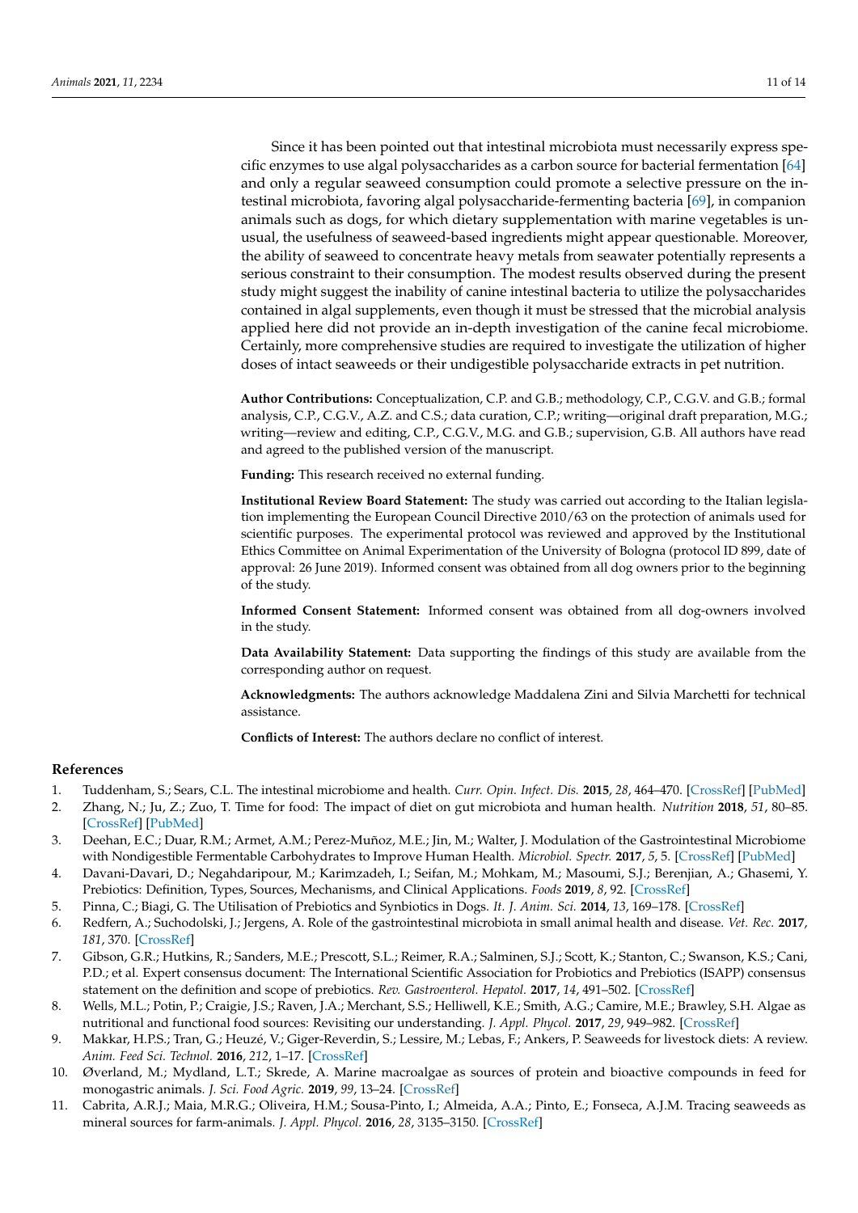Since it has been pointed out that intestinal microbiota must necessarily express specific enzymes to use algal polysaccharides as a carbon source for bacterial fermentation [64] and only a regular seaweed consumption could promote a selective pressure on the intestinal microbiota, favoring algal polysaccharide-fermenting bacteria [69], in companion animals such as dogs, for which dietary supplementation with marine vegetables is unusual, the usefulness of seaweed-based ingredients might appear questionable. Moreover, the ability of seaweed to concentrate heavy metals from seawater potentially represents a serious constraint to their consumption. The modest results observed during the present study might suggest the inability of canine intestinal bacteria to utilize the polysaccharides contained in algal supplements, even though it must be stressed that the microbial analysis applied here did not provide an in-depth investigation of the canine fecal microbiome. Certainly, more comprehensive studies are required to investigate the utilization of higher doses of intact seaweeds or their undigestible polysaccharide extracts in pet nutrition.

**Author Contributions:** Conceptualization, C.P. and G.B.; methodology, C.P., C.G.V. and G.B.; formal analysis, C.P., C.G.V., A.Z. and C.S.; data curation, C.P.; writing—original draft preparation, M.G.; writing—review and editing, C.P., C.G.V., M.G. and G.B.; supervision, G.B. All authors have read and agreed to the published version of the manuscript.

**Funding:** This research received no external funding.

**Institutional Review Board Statement:** The study was carried out according to the Italian legislation implementing the European Council Directive 2010/63 on the protection of animals used for scientific purposes. The experimental protocol was reviewed and approved by the Institutional Ethics Committee on Animal Experimentation of the University of Bologna (protocol ID 899, date of approval: 26 June 2019). Informed consent was obtained from all dog owners prior to the beginning of the study.

**Informed Consent Statement:** Informed consent was obtained from all dog-owners involved in the study.

**Data Availability Statement:** Data supporting the findings of this study are available from the corresponding author on request.

**Acknowledgments:** The authors acknowledge Maddalena Zini and Silvia Marchetti for technical assistance.

**Conflicts of Interest:** The authors declare no conflict of interest.

## References

1. Tuddenham, S.; Sears, C.L. The intestinal microbiome and health. *Curr. Opin. Infect. Dis.* **2015**, *28*, 464–470. [CrossRef] [PubMed]
2. Zhang, N.; Ju, Z.; Zuo, T. Time for food: The impact of diet on gut microbiota and human health. *Nutrition* **2018**, *51*, 80–85. [CrossRef] [PubMed]
3. Deehan, E.C.; Duar, R.M.; Armet, A.M.; Perez-Muñoz, M.E.; Jin, M.; Walter, J. Modulation of the Gastrointestinal Microbiome with Nondigestible Fermentable Carbohydrates to Improve Human Health. *Microbiol. Spectr.* **2017**, *5*, 5. [CrossRef] [PubMed]
4. Davani-Davari, D.; Negahdaripour, M.; Karimzadeh, I.; Seifan, M.; Mohkam, M.; Masoumi, S.J.; Berenjian, A.; Ghasemi, Y. Prebiotics: Definition, Types, Sources, Mechanisms, and Clinical Applications. *Foods* **2019**, *8*, 92. [CrossRef]
5. Pinna, C.; Biagi, G. The Utilisation of Prebiotics and Synbiotics in Dogs. *It. J. Anim. Sci.* **2014**, *13*, 169–178. [CrossRef]
6. Redfern, A.; Suchodolski, J.; Jergens, A. Role of the gastrointestinal microbiota in small animal health and disease. *Vet. Rec.* **2017**, *181*, 370. [CrossRef]
7. Gibson, G.R.; Hutkins, R.; Sanders, M.E.; Prescott, S.L.; Reimer, R.A.; Salminen, S.J.; Scott, K.; Stanton, C.; Swanson, K.S.; Cani, P.D.; et al. Expert consensus document: The International Scientific Association for Probiotics and Prebiotics (ISAPP) consensus statement on the definition and scope of prebiotics. *Rev. Gastroenterol. Hepatol.* **2017**, *14*, 491–502. [CrossRef]
8. Wells, M.L.; Potin, P.; Craigie, J.S.; Raven, J.A.; Merchant, S.S.; Helliwell, K.E.; Smith, A.G.; Camire, M.E.; Brawley, S.H. Algae as nutritional and functional food sources: Revisiting our understanding. *J. Appl. Phycol.* **2017**, *29*, 949–982. [CrossRef]
9. Makkar, H.P.S.; Tran, G.; Heuzé, V.; Giger-Reverdin, S.; Lessire, M.; Lebas, F.; Ankers, P. Seaweeds for livestock diets: A review. *Anim. Feed Sci. Technol.* **2016**, *212*, 1–17. [CrossRef]
10. Øverland, M.; Mydland, L.T.; Skrede, A. Marine macroalgae as sources of protein and bioactive compounds in feed for monogastric animals. *J. Sci. Food Agric.* **2019**, *99*, 13–24. [CrossRef]
11. Cabrita, A.R.J.; Maia, M.R.G.; Oliveira, H.M.; Sousa-Pinto, I.; Almeida, A.A.; Pinto, E.; Fonseca, A.J.M. Tracing seaweeds as mineral sources for farm-animals. *J. Appl. Phycol.* **2016**, *28*, 3135–3150. [CrossRef]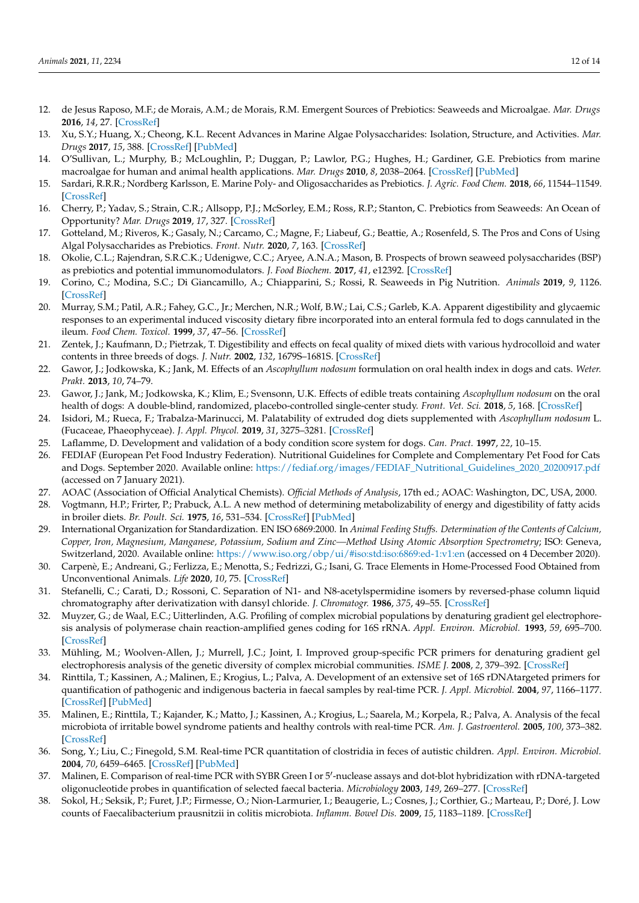12. de Jesus Raposo, M.F.; de Morais, A.M.; de Morais, R.M. Emergent Sources of Prebiotics: Seaweeds and Microalgae. *Mar. Drugs* **2016**, *14*, 27. [CrossRef]
13. Xu, S.Y.; Huang, X.; Cheong, K.L. Recent Advances in Marine Algae Polysaccharides: Isolation, Structure, and Activities. *Mar. Drugs* **2017**, *15*, 388. [CrossRef] [PubMed]
14. O'Sullivan, L.; Murphy, B.; McLoughlin, P.; Duggan, P.; Lawlor, P.G.; Hughes, H.; Gardiner, G.E. Prebiotics from marine macroalgae for human and animal health applications. *Mar. Drugs* **2010**, *8*, 2038–2064. [CrossRef] [PubMed]
15. Sardari, R.R.R.; Nordberg Karlsson, E. Marine Poly- and Oligosaccharides as Prebiotics. *J. Agric. Food Chem.* **2018**, *66*, 11544–11549. [CrossRef]
16. Cherry, P.; Yadav, S.; Strain, C.R.; Allsopp, P.J.; McSorley, E.M.; Ross, R.P.; Stanton, C. Prebiotics from Seaweeds: An Ocean of Opportunity? *Mar. Drugs* **2019**, *17*, 327. [CrossRef]
17. Gotteland, M.; Riveros, K.; Gasaly, N.; Carcamo, C.; Magne, F.; Liabeuf, G.; Beattie, A.; Rosenfeld, S. The Pros and Cons of Using Algal Polysaccharides as Prebiotics. *Front. Nutr.* **2020**, *7*, 163. [CrossRef]
18. Okolie, C.L.; Rajendran, S.R.C.K.; Udenigwe, C.C.; Aryee, A.N.A.; Mason, B. Prospects of brown seaweed polysaccharides (BSP) as prebiotics and potential immunomodulators. *J. Food Biochem.* **2017**, *41*, e12392. [CrossRef]
19. Corino, C.; Modina, S.C.; Di Giancamillo, A.; Chiapparini, S.; Rossi, R. Seaweeds in Pig Nutrition. *Animals* **2019**, *9*, 1126. [CrossRef]
20. Murray, S.M.; Patil, A.R.; Fahey, G.C., Jr.; Merchen, N.R.; Wolf, B.W.; Lai, C.S.; Garleb, K.A. Apparent digestibility and glycaemic responses to an experimental induced viscosity dietary fibre incorporated into an enteral formula fed to dogs cannulated in the ileum. *Food Chem. Toxicol.* **1999**, *37*, 47–56. [CrossRef]
21. Zentek, J.; Kaufmann, D.; Pietrzak, T. Digestibility and effects on fecal quality of mixed diets with various hydrocolloid and water contents in three breeds of dogs. *J. Nutr.* **2002**, *132*, 1679S–1681S. [CrossRef]
22. Gawor, J.; Jodkowska, K.; Jank, M. Effects of an *Ascophyllum nodosum* formulation on oral health index in dogs and cats. *Weter. Prakt.* **2013**, *10*, 74–79.
23. Gawor, J.; Jank, M.; Jodkowska, K.; Klim, E.; Svensonn, U.K. Effects of edible treats containing *Ascophyllum nodosum* on the oral health of dogs: A double-blind, randomized, placebo-controlled single-center study. *Front. Vet. Sci.* **2018**, *5*, 168. [CrossRef]
24. Isidori, M.; Rueca, F.; Trabalza-Marinucci, M. Palatability of extruded dog diets supplemented with *Ascophyllum nodosum* L. (Fucaceae, Phaeophyceae). *J. Appl. Phycol.* **2019**, *31*, 3275–3281. [CrossRef]
25. Laflamme, D. Development and validation of a body condition score system for dogs. *Can. Pract.* **1997**, *22*, 10–15.
26. FEDIAF (European Pet Food Industry Federation). Nutritional Guidelines for Complete and Complementary Pet Food for Cats and Dogs. September 2020. Available online: https://fediaf.org/images/FEDIAF_Nutritional_Guidelines_2020_20200917.pdf (accessed on 7 January 2021).
27. AOAC (Association of Official Analytical Chemists). *Official Methods of Analysis*, 17th ed.; AOAC: Washington, DC, USA, 2000.
28. Vogtmann, H.P.; Frirter, P.; Prabuck, A.L. A new method of determining metabolizability of energy and digestibility of fatty acids in broiler diets. *Br. Poult. Sci.* **1975**, *16*, 531–534. [CrossRef] [PubMed]
29. International Organization for Standardization. EN ISO 6869:2000. In *Animal Feeding Stuffs. Determination of the Contents of Calcium, Copper, Iron, Magnesium, Manganese, Potassium, Sodium and Zinc—Method Using Atomic Absorption Spectrometry*; ISO: Geneva, Switzerland, 2020. Available online: https://www.iso.org/obp/ui/#iso:std:iso:6869:ed-1:v1:en (accessed on 4 December 2020).
30. Carpenè, E.; Andreani, G.; Ferlizza, E.; Menotta, S.; Fedrizzi, G.; Isani, G. Trace Elements in Home-Processed Food Obtained from Unconventional Animals. *Life* **2020**, *10*, 75. [CrossRef]
31. Stefanelli, C.; Carati, D.; Rossoni, C. Separation of N1- and N8-acetylspermidine isomers by reversed-phase column liquid chromatography after derivatization with dansyl chloride. *J. Chromatogr.* **1986**, *375*, 49–55. [CrossRef]
32. Muyzer, G.; de Waal, E.C.; Uitterlinden, A.G. Profiling of complex microbial populations by denaturing gradient gel electrophoresis analysis of polymerase chain reaction-amplified genes coding for 16S rRNA. *Appl. Environ. Microbiol.* **1993**, *59*, 695–700. [CrossRef]
33. Mühling, M.; Woolven-Allen, J.; Murrell, J.C.; Joint, I. Improved group-specific PCR primers for denaturing gradient gel electrophoresis analysis of the genetic diversity of complex microbial communities. *ISME J.* **2008**, *2*, 379–392. [CrossRef]
34. Rinttila, T.; Kassinen, A.; Malinen, E.; Krogius, L.; Palva, A. Development of an extensive set of 16S rDNAtargeted primers for quantification of pathogenic and indigenous bacteria in faecal samples by real-time PCR. *J. Appl. Microbiol.* **2004**, *97*, 1166–1177. [CrossRef] [PubMed]
35. Malinen, E.; Rinttila, T.; Kajander, K.; Matto, J.; Kassinen, A.; Krogius, L.; Saarela, M.; Korpela, R.; Palva, A. Analysis of the fecal microbiota of irritable bowel syndrome patients and healthy controls with real-time PCR. *Am. J. Gastroenterol.* **2005**, *100*, 373–382. [CrossRef]
36. Song, Y.; Liu, C.; Finegold, S.M. Real-time PCR quantitation of clostridia in feces of autistic children. *Appl. Environ. Microbiol.* **2004**, *70*, 6459–6465. [CrossRef] [PubMed]
37. Malinen, E. Comparison of real-time PCR with SYBR Green I or 5′-nuclease assays and dot-blot hybridization with rDNA-targeted oligonucleotide probes in quantification of selected faecal bacteria. *Microbiology* **2003**, *149*, 269–277. [CrossRef]
38. Sokol, H.; Seksik, P.; Furet, J.P.; Firmesse, O.; Nion-Larmurier, I.; Beaugerie, L.; Cosnes, J.; Corthier, G.; Marteau, P.; Doré, J. Low counts of Faecalibacterium prausnitzii in colitis microbiota. *Inflamm. Bowel Dis.* **2009**, *15*, 1183–1189. [CrossRef]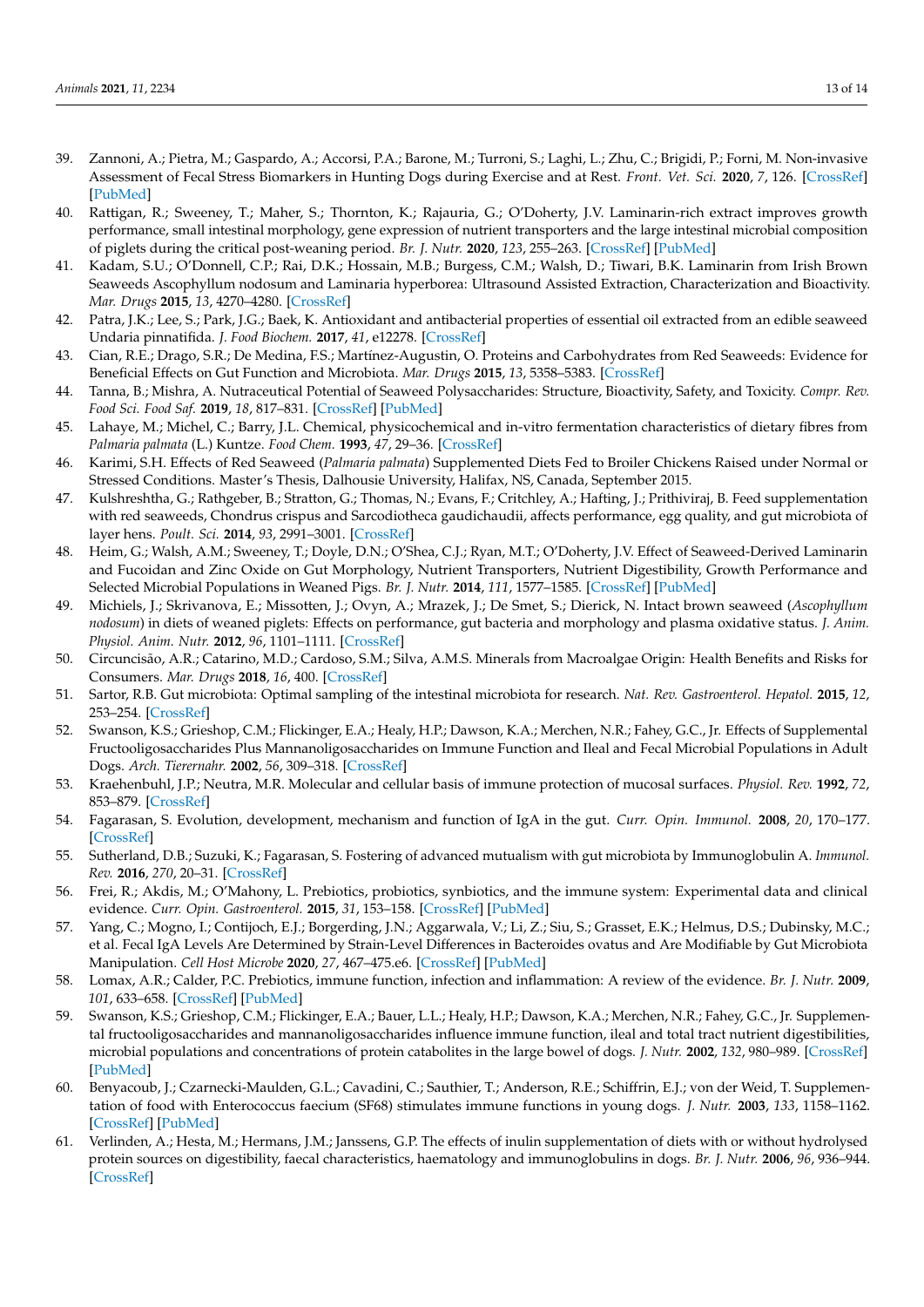39. Zannoni, A.; Pietra, M.; Gaspardo, A.; Accorsi, P.A.; Barone, M.; Turroni, S.; Laghi, L.; Zhu, C.; Brigidi, P.; Forni, M. Non-invasive Assessment of Fecal Stress Biomarkers in Hunting Dogs during Exercise and at Rest. *Front. Vet. Sci.* **2020**, *7*, 126. [CrossRef] [PubMed]
40. Rattigan, R.; Sweeney, T.; Maher, S.; Thornton, K.; Rajauria, G.; O'Doherty, J.V. Laminarin-rich extract improves growth performance, small intestinal morphology, gene expression of nutrient transporters and the large intestinal microbial composition of piglets during the critical post-weaning period. *Br. J. Nutr.* **2020**, *123*, 255–263. [CrossRef] [PubMed]
41. Kadam, S.U.; O'Donnell, C.P.; Rai, D.K.; Hossain, M.B.; Burgess, C.M.; Walsh, D.; Tiwari, B.K. Laminarin from Irish Brown Seaweeds Ascophyllum nodosum and Laminaria hyperborea: Ultrasound Assisted Extraction, Characterization and Bioactivity. *Mar. Drugs* **2015**, *13*, 4270–4280. [CrossRef]
42. Patra, J.K.; Lee, S.; Park, J.G.; Baek, K. Antioxidant and antibacterial properties of essential oil extracted from an edible seaweed Undaria pinnatifida. *J. Food Biochem.* **2017**, *41*, e12278. [CrossRef]
43. Cian, R.E.; Drago, S.R.; De Medina, F.S.; Martínez-Augustin, O. Proteins and Carbohydrates from Red Seaweeds: Evidence for Beneficial Effects on Gut Function and Microbiota. *Mar. Drugs* **2015**, *13*, 5358–5383. [CrossRef]
44. Tanna, B.; Mishra, A. Nutraceutical Potential of Seaweed Polysaccharides: Structure, Bioactivity, Safety, and Toxicity. *Compr. Rev. Food Sci. Food Saf.* **2019**, *18*, 817–831. [CrossRef] [PubMed]
45. Lahaye, M.; Michel, C.; Barry, J.L. Chemical, physicochemical and in-vitro fermentation characteristics of dietary fibres from *Palmaria palmata* (L.) Kuntze. *Food Chem.* **1993**, *47*, 29–36. [CrossRef]
46. Karimi, S.H. Effects of Red Seaweed (*Palmaria palmata*) Supplemented Diets Fed to Broiler Chickens Raised under Normal or Stressed Conditions. Master's Thesis, Dalhousie University, Halifax, NS, Canada, September 2015.
47. Kulshreshtha, G.; Rathgeber, B.; Stratton, G.; Thomas, N.; Evans, F.; Critchley, A.; Hafting, J.; Prithiviraj, B. Feed supplementation with red seaweeds, Chondrus crispus and Sarcodiotheca gaudichaudii, affects performance, egg quality, and gut microbiota of layer hens. *Poult. Sci.* **2014**, *93*, 2991–3001. [CrossRef]
48. Heim, G.; Walsh, A.M.; Sweeney, T.; Doyle, D.N.; O'Shea, C.J.; Ryan, M.T.; O'Doherty, J.V. Effect of Seaweed-Derived Laminarin and Fucoidan and Zinc Oxide on Gut Morphology, Nutrient Transporters, Nutrient Digestibility, Growth Performance and Selected Microbial Populations in Weaned Pigs. *Br. J. Nutr.* **2014**, *111*, 1577–1585. [CrossRef] [PubMed]
49. Michiels, J.; Skrivanova, E.; Missotten, J.; Ovyn, A.; Mrazek, J.; De Smet, S.; Dierick, N. Intact brown seaweed (*Ascophyllum nodosum*) in diets of weaned piglets: Effects on performance, gut bacteria and morphology and plasma oxidative status. *J. Anim. Physiol. Anim. Nutr.* **2012**, *96*, 1101–1111. [CrossRef]
50. Circuncisão, A.R.; Catarino, M.D.; Cardoso, S.M.; Silva, A.M.S. Minerals from Macroalgae Origin: Health Benefits and Risks for Consumers. *Mar. Drugs* **2018**, *16*, 400. [CrossRef]
51. Sartor, R.B. Gut microbiota: Optimal sampling of the intestinal microbiota for research. *Nat. Rev. Gastroenterol. Hepatol.* **2015**, *12*, 253–254. [CrossRef]
52. Swanson, K.S.; Grieshop, C.M.; Flickinger, E.A.; Healy, H.P.; Dawson, K.A.; Merchen, N.R.; Fahey, G.C., Jr. Effects of Supplemental Fructooligosaccharides Plus Mannanoligosaccharides on Immune Function and Ileal and Fecal Microbial Populations in Adult Dogs. *Arch. Tierernahr.* **2002**, *56*, 309–318. [CrossRef]
53. Kraehenbuhl, J.P.; Neutra, M.R. Molecular and cellular basis of immune protection of mucosal surfaces. *Physiol. Rev.* **1992**, *72*, 853–879. [CrossRef]
54. Fagarasan, S. Evolution, development, mechanism and function of IgA in the gut. *Curr. Opin. Immunol.* **2008**, *20*, 170–177. [CrossRef]
55. Sutherland, D.B.; Suzuki, K.; Fagarasan, S. Fostering of advanced mutualism with gut microbiota by Immunoglobulin A. *Immunol. Rev.* **2016**, *270*, 20–31. [CrossRef]
56. Frei, R.; Akdis, M.; O'Mahony, L. Prebiotics, probiotics, synbiotics, and the immune system: Experimental data and clinical evidence. *Curr. Opin. Gastroenterol.* **2015**, *31*, 153–158. [CrossRef] [PubMed]
57. Yang, C.; Mogno, I.; Contijoch, E.J.; Borgerding, J.N.; Aggarwala, V.; Li, Z.; Siu, S.; Grasset, E.K.; Helmus, D.S.; Dubinsky, M.C.; et al. Fecal IgA Levels Are Determined by Strain-Level Differences in Bacteroides ovatus and Are Modifiable by Gut Microbiota Manipulation. *Cell Host Microbe* **2020**, *27*, 467–475.e6. [CrossRef] [PubMed]
58. Lomax, A.R.; Calder, P.C. Prebiotics, immune function, infection and inflammation: A review of the evidence. *Br. J. Nutr.* **2009**, *101*, 633–658. [CrossRef] [PubMed]
59. Swanson, K.S.; Grieshop, C.M.; Flickinger, E.A.; Bauer, L.L.; Healy, H.P.; Dawson, K.A.; Merchen, N.R.; Fahey, G.C., Jr. Supplemental fructooligosaccharides and mannanoligosaccharides influence immune function, ileal and total tract nutrient digestibilities, microbial populations and concentrations of protein catabolites in the large bowel of dogs. *J. Nutr.* **2002**, *132*, 980–989. [CrossRef] [PubMed]
60. Benyacoub, J.; Czarnecki-Maulden, G.L.; Cavadini, C.; Sauthier, T.; Anderson, R.E.; Schiffrin, E.J.; von der Weid, T. Supplementation of food with Enterococcus faecium (SF68) stimulates immune functions in young dogs. *J. Nutr.* **2003**, *133*, 1158–1162. [CrossRef] [PubMed]
61. Verlinden, A.; Hesta, M.; Hermans, J.M.; Janssens, G.P. The effects of inulin supplementation of diets with or without hydrolysed protein sources on digestibility, faecal characteristics, haematology and immunoglobulins in dogs. *Br. J. Nutr.* **2006**, *96*, 936–944. [CrossRef]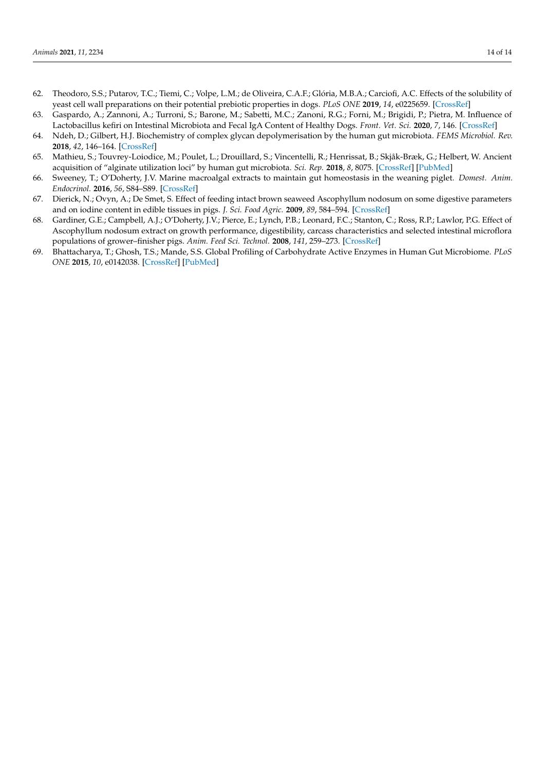62. Theodoro, S.S.; Putarov, T.C.; Tiemi, C.; Volpe, L.M.; de Oliveira, C.A.F.; Glória, M.B.A.; Carciofi, A.C. Effects of the solubility of yeast cell wall preparations on their potential prebiotic properties in dogs. *PLoS ONE* **2019**, *14*, e0225659. [CrossRef]
63. Gaspardo, A.; Zannoni, A.; Turroni, S.; Barone, M.; Sabetti, M.C.; Zanoni, R.G.; Forni, M.; Brigidi, P.; Pietra, M. Influence of Lactobacillus kefiri on Intestinal Microbiota and Fecal IgA Content of Healthy Dogs. *Front. Vet. Sci.* **2020**, *7*, 146. [CrossRef]
64. Ndeh, D.; Gilbert, H.J. Biochemistry of complex glycan depolymerisation by the human gut microbiota. *FEMS Microbiol. Rev.* **2018**, *42*, 146–164. [CrossRef]
65. Mathieu, S.; Touvrey-Loiodice, M.; Poulet, L.; Drouillard, S.; Vincentelli, R.; Henrissat, B.; Skjåk-Bræk, G.; Helbert, W. Ancient acquisition of "alginate utilization loci" by human gut microbiota. *Sci. Rep.* **2018**, *8*, 8075. [CrossRef] [PubMed]
66. Sweeney, T.; O'Doherty, J.V. Marine macroalgal extracts to maintain gut homeostasis in the weaning piglet. *Domest. Anim. Endocrinol.* **2016**, *56*, S84–S89. [CrossRef]
67. Dierick, N.; Ovyn, A.; De Smet, S. Effect of feeding intact brown seaweed Ascophyllum nodosum on some digestive parameters and on iodine content in edible tissues in pigs. *J. Sci. Food Agric.* **2009**, *89*, 584–594. [CrossRef]
68. Gardiner, G.E.; Campbell, A.J.; O'Doherty, J.V.; Pierce, E.; Lynch, P.B.; Leonard, F.C.; Stanton, C.; Ross, R.P.; Lawlor, P.G. Effect of Ascophyllum nodosum extract on growth performance, digestibility, carcass characteristics and selected intestinal microflora populations of grower–finisher pigs. *Anim. Feed Sci. Technol.* **2008**, *141*, 259–273. [CrossRef]
69. Bhattacharya, T.; Ghosh, T.S.; Mande, S.S. Global Profiling of Carbohydrate Active Enzymes in Human Gut Microbiome. *PLoS ONE* **2015**, *10*, e0142038. [CrossRef] [PubMed]